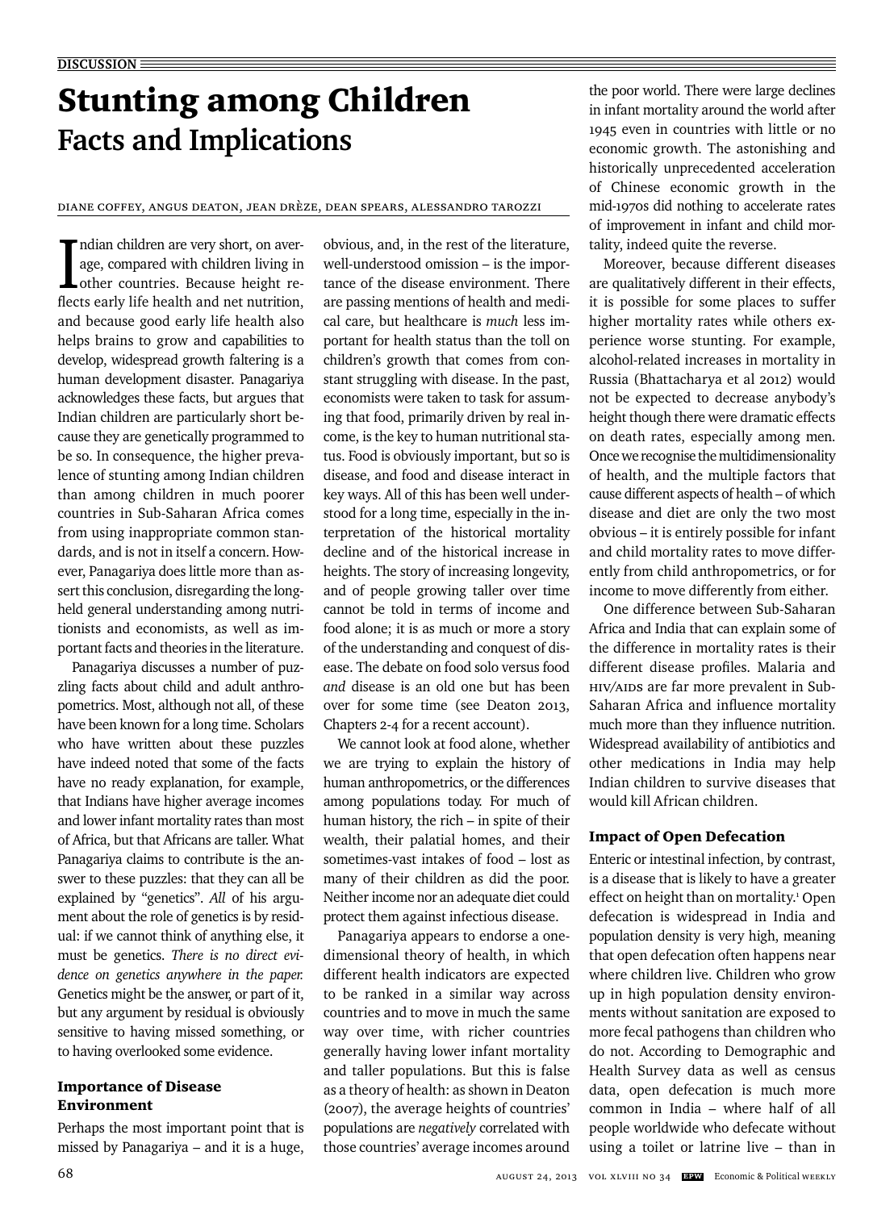**DISCUSSION**

# Stunting among Children

## Facts and Implications

DIANE COFFEY, ANGUS DEATON, JEAN DRÈZE, DEAN SPEARS, ALESSANDRO TAROZZI

Indian children are very short, on average, compared with children living in other countries. Because height reflects early life health and net nutrition, and because good early life health also helps brains to grow and capabilities to develop, widespread growth faltering is a human development disaster. Panagariya acknowledges these facts, but argues that Indian children are particularly short because they are genetically programmed to be so. In consequence, the higher prevalence of stunting among Indian children than among children in much poorer countries in Sub-Saharan Africa comes from using inappropriate common standards, and is not in itself a concern. However, Panagariya does little more than assert this conclusion, disregarding the long-held general understanding among nutritionists and economists, as well as important facts and theories in the literature.

Panagariya discusses a number of puzzling facts about child and adult anthropometrics. Most, although not all, of these have been known for a long time. Scholars who have written about these puzzles have indeed noted that some of the facts have no ready explanation, for example, that Indians have higher average incomes and lower infant mortality rates than most of Africa, but that Africans are taller. What Panagariya claims to contribute is the answer to these puzzles: that they can all be explained by "genetics". *All* of his argument about the role of genetics is by residual: if we cannot think of anything else, it must be genetics. *There is no direct evidence on genetics anywhere in the paper.* Genetics might be the answer, or part of it, but any argument by residual is obviously sensitive to having missed something, or to having overlooked some evidence.

### Importance of Disease Environment

Perhaps the most important point that is missed by Panagariya – and it is a huge, obvious, and, in the rest of the literature, well-understood omission – is the importance of the disease environment. There are passing mentions of health and medical care, but healthcare is *much* less important for health status than the toll on children's growth that comes from constant struggling with disease. In the past, economists were taken to task for assuming that food, primarily driven by real income, is the key to human nutritional status. Food is obviously important, but so is disease, and food and disease interact in key ways. All of this has been well understood for a long time, especially in the interpretation of the historical mortality decline and of the historical increase in heights. The story of increasing longevity, and of people growing taller over time cannot be told in terms of income and food alone; it is as much or more a story of the understanding and conquest of disease. The debate on food solo versus food *and* disease is an old one but has been over for some time (see Deaton 2013, Chapters 2-4 for a recent account).

We cannot look at food alone, whether we are trying to explain the history of human anthropometrics, or the differences among populations today. For much of human history, the rich – in spite of their wealth, their palatial homes, and their sometimes-vast intakes of food – lost as many of their children as did the poor. Neither income nor an adequate diet could protect them against infectious disease.

Panagariya appears to endorse a one-dimensional theory of health, in which different health indicators are expected to be ranked in a similar way across countries and to move in much the same way over time, with richer countries generally having lower infant mortality and taller populations. But this is false as a theory of health: as shown in Deaton (2007), the average heights of countries' populations are *negatively* correlated with those countries' average incomes around the poor world. There were large declines in infant mortality around the world after 1945 even in countries with little or no economic growth. The astonishing and historically unprecedented acceleration of Chinese economic growth in the mid-1970s did nothing to accelerate rates of improvement in infant and child mortality, indeed quite the reverse.

Moreover, because different diseases are qualitatively different in their effects, it is possible for some places to suffer higher mortality rates while others experience worse stunting. For example, alcohol-related increases in mortality in Russia (Bhattacharya et al 2012) would not be expected to decrease anybody's height though there were dramatic effects on death rates, especially among men. Once we recognise the multidimensionality of health, and the multiple factors that cause different aspects of health – of which disease and diet are only the two most obvious – it is entirely possible for infant and child mortality rates to move differently from child anthropometrics, or for income to move differently from either.

One difference between Sub-Saharan Africa and India that can explain some of the difference in mortality rates is their different disease profiles. Malaria and HIV/AIDS are far more prevalent in Sub-Saharan Africa and influence mortality much more than they influence nutrition. Widespread availability of antibiotics and other medications in India may help Indian children to survive diseases that would kill African children.

### Impact of Open Defecation

Enteric or intestinal infection, by contrast, is a disease that is likely to have a greater effect on height than on mortality.[1] Open defecation is widespread in India and population density is very high, meaning that open defecation often happens near where children live. Children who grow up in high population density environments without sanitation are exposed to more fecal pathogens than children who do not. According to Demographic and Health Survey data as well as census data, open defecation is much more common in India – where half of all people worldwide who defecate without using a toilet or latrine live – than in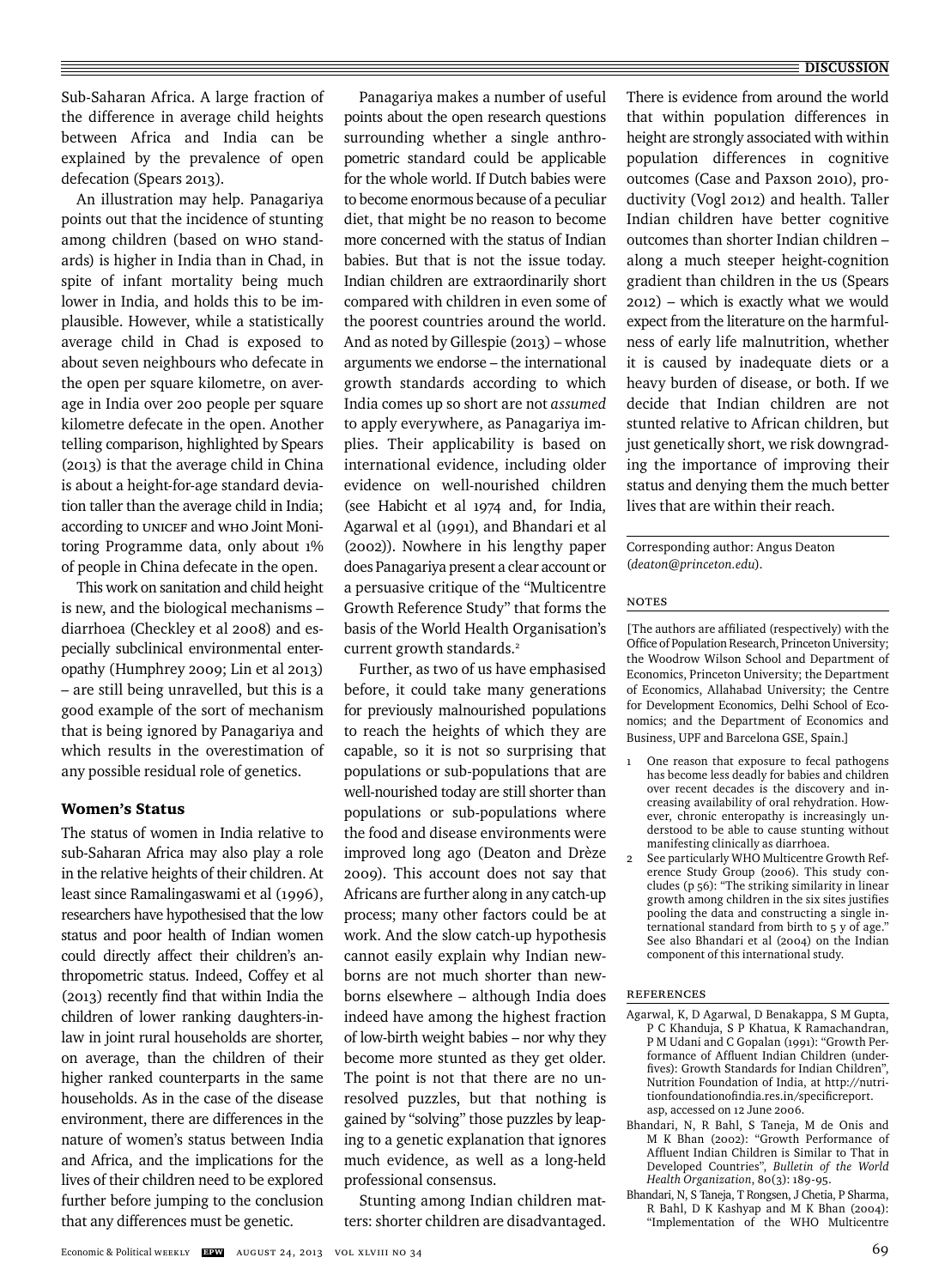Sub-Saharan Africa. A large fraction of the difference in average child heights between Africa and India can be explained by the prevalence of open defecation (Spears 2013).

An illustration may help. Panagariya points out that the incidence of stunting among children (based on WHO standards) is higher in India than in Chad, in spite of infant mortality being much lower in India, and holds this to be implausible. However, while a statistically average child in Chad is exposed to about seven neighbours who defecate in the open per square kilometre, on average in India over 200 people per square kilometre defecate in the open. Another telling comparison, highlighted by Spears (2013) is that the average child in China is about a height-for-age standard deviation taller than the average child in India; according to UNICEF and WHO Joint Monitoring Programme data, only about 1% of people in China defecate in the open.

This work on sanitation and child height is new, and the biological mechanisms – diarrhoea (Checkley et al 2008) and especially subclinical environmental enteropathy (Humphrey 2009; Lin et al 2013) – are still being unravelled, but this is a good example of the sort of mechanism that is being ignored by Panagariya and which results in the overestimation of any possible residual role of genetics.

### Women's Status

The status of women in India relative to sub-Saharan Africa may also play a role in the relative heights of their children. At least since Ramalingaswami et al (1996), researchers have hypothesised that the low status and poor health of Indian women could directly affect their children's anthropometric status. Indeed, Coffey et al (2013) recently find that within India the children of lower ranking daughters-in-law in joint rural households are shorter, on average, than the children of their higher ranked counterparts in the same households. As in the case of the disease environment, there are differences in the nature of women's status between India and Africa, and the implications for the lives of their children need to be explored further before jumping to the conclusion that any differences must be genetic.

Panagariya makes a number of useful points about the open research questions surrounding whether a single anthropometric standard could be applicable for the whole world. If Dutch babies were to become enormous because of a peculiar diet, that might be no reason to become more concerned with the status of Indian babies. But that is not the issue today. Indian children are extraordinarily short compared with children in even some of the poorest countries around the world. And as noted by Gillespie (2013) – whose arguments we endorse – the international growth standards according to which India comes up so short are not *assumed* to apply everywhere, as Panagariya implies. Their applicability is based on international evidence, including older evidence on well-nourished children (see Habicht et al 1974 and, for India, Agarwal et al (1991), and Bhandari et al (2002)). Nowhere in his lengthy paper does Panagariya present a clear account or a persuasive critique of the "Multicentre Growth Reference Study" that forms the basis of the World Health Organisation's current growth standards.[2]

Further, as two of us have emphasised before, it could take many generations for previously malnourished populations to reach the heights of which they are capable, so it is not so surprising that populations or sub-populations that are well-nourished today are still shorter than populations or sub-populations where the food and disease environments were improved long ago (Deaton and Drèze 2009). This account does not say that Africans are further along in any catch-up process; many other factors could be at work. And the slow catch-up hypothesis cannot easily explain why Indian newborns are not much shorter than newborns elsewhere – although India does indeed have among the highest fraction of low-birth weight babies – nor why they become more stunted as they get older. The point is not that there are no unresolved puzzles, but that nothing is gained by "solving" those puzzles by leaping to a genetic explanation that ignores much evidence, as well as a long-held professional consensus.

Stunting among Indian children matters: shorter children are disadvantaged. There is evidence from around the world that within population differences in height are strongly associated with within population differences in cognitive outcomes (Case and Paxson 2010), productivity (Vogl 2012) and health. Taller Indian children have better cognitive outcomes than shorter Indian children – along a much steeper height-cognition gradient than children in the US (Spears 2012) – which is exactly what we would expect from the literature on the harmfulness of early life malnutrition, whether it is caused by inadequate diets or a heavy burden of disease, or both. If we decide that Indian children are not stunted relative to African children, but just genetically short, we risk downgrading the importance of improving their status and denying them the much better lives that are within their reach.

Corresponding author: Angus Deaton (*deaton@princeton.edu*).

#### Notes

[The authors are affiliated (respectively) with the Office of Population Research, Princeton University; the Woodrow Wilson School and Department of Economics, Princeton University; the Department of Economics, Allahabad University; the Centre for Development Economics, Delhi School of Economics; and the Department of Economics and Business, UPF and Barcelona GSE, Spain.]

1 One reason that exposure to fecal pathogens has become less deadly for babies and children over recent decades is the discovery and increasing availability of oral rehydration. However, chronic enteropathy is increasingly understood to be able to cause stunting without manifesting clinically as diarrhoea.

2 See particularly WHO Multicentre Growth Reference Study Group (2006). This study concludes (p 56): "The striking similarity in linear growth among children in the six sites justifies pooling the data and constructing a single international standard from birth to 5 y of age." See also Bhandari et al (2004) on the Indian component of this international study.

#### References

Agarwal, K, D Agarwal, D Benakappa, S M Gupta, P C Khanduja, S P Khatua, K Ramachandran, P M Udani and C Gopalan (1991): "Growth Performance of Affluent Indian Children (underfives): Growth Standards for Indian Children", Nutrition Foundation of India, at http://nutritionfoundationofindia.res.in/specificreport.asp, accessed on 12 June 2006.

Bhandari, N, R Bahl, S Taneja, M de Onis and M K Bhan (2002): "Growth Performance of Affluent Indian Children is Similar to That in Developed Countries", *Bulletin of the World Health Organization*, 80(3): 189-95.

Bhandari, N, S Taneja, T Rongsen, J Chetia, P Sharma, R Bahl, D K Kashyap and M K Bhan (2004): "Implementation of the WHO Multicentre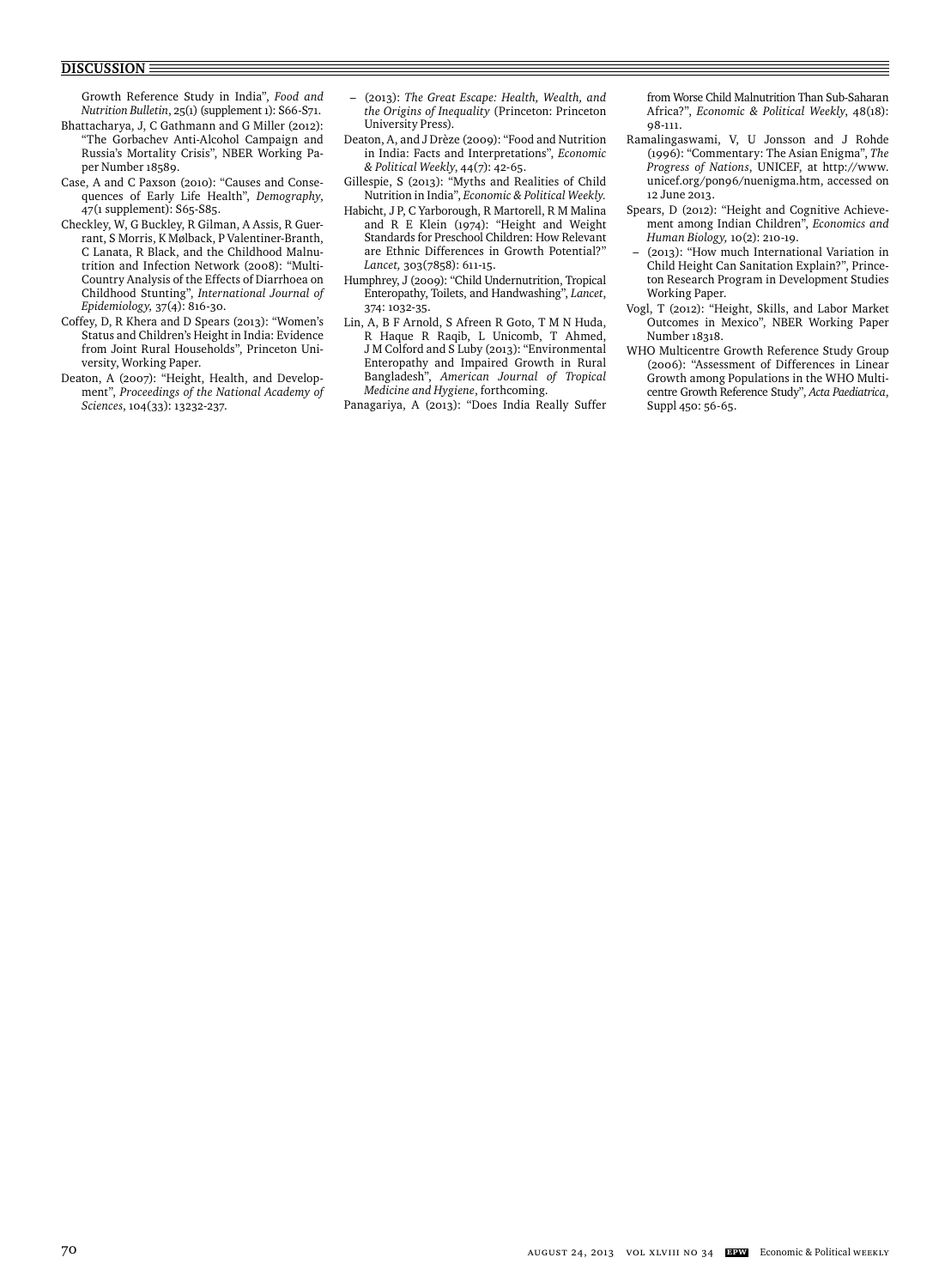Growth Reference Study in India", *Food and Nutrition Bulletin*, 25(1) (supplement 1): S66-S71.

Bhattacharya, J, C Gathmann and G Miller (2012): "The Gorbachev Anti-Alcohol Campaign and Russia's Mortality Crisis", NBER Working Paper Number 18589.

Case, A and C Paxson (2010): "Causes and Consequences of Early Life Health", *Demography*, 47(1 supplement): S65-S85.

Checkley, W, G Buckley, R Gilman, A Assis, R Guerrant, S Morris, K Mølback, P Valentiner-Branth, C Lanata, R Black, and the Childhood Malnutrition and Infection Network (2008): "Multi-Country Analysis of the Effects of Diarrhoea on Childhood Stunting", *International Journal of Epidemiology,* 37(4): 816-30.

Coffey, D, R Khera and D Spears (2013): "Women's Status and Children's Height in India: Evidence from Joint Rural Households", Princeton University, Working Paper.

Deaton, A (2007): "Height, Health, and Development", *Proceedings of the National Academy of Sciences*, 104(33): 13232-237.

– (2013): *The Great Escape: Health, Wealth, and the Origins of Inequality* (Princeton: Princeton University Press).

Deaton, A, and J Drèze (2009): "Food and Nutrition in India: Facts and Interpretations", *Economic & Political Weekly*, 44(7): 42-65.

Gillespie, S (2013): "Myths and Realities of Child Nutrition in India", *Economic & Political Weekly.*

Habicht, J P, C Yarborough, R Martorell, R M Malina and R E Klein (1974): "Height and Weight Standards for Preschool Children: How Relevant are Ethnic Differences in Growth Potential?" *Lancet,* 303(7858): 611-15.

Humphrey, J (2009): "Child Undernutrition, Tropical Enteropathy, Toilets, and Handwashing", *Lancet*, 374: 1032-35.

Lin, A, B F Arnold, S Afreen R Goto, T M N Huda, R Haque R Raqib, L Unicomb, T Ahmed, J M Colford and S Luby (2013): "Environmental Enteropathy and Impaired Growth in Rural Bangladesh", *American Journal of Tropical Medicine and Hygiene*, forthcoming.

Panagariya, A (2013): "Does India Really Suffer from Worse Child Malnutrition Than Sub-Saharan Africa?", *Economic & Political Weekly*, 48(18): 98-111.

Ramalingaswami, V, U Jonsson and J Rohde (1996): "Commentary: The Asian Enigma", *The Progress of Nations*, UNICEF, at http://www.unicef.org/pon96/nuenigma.htm, accessed on 12 June 2013.

Spears, D (2012): "Height and Cognitive Achievement among Indian Children", *Economics and Human Biology,* 10(2): 210-19.

– (2013): "How much International Variation in Child Height Can Sanitation Explain?", Princeton Research Program in Development Studies Working Paper.

Vogl, T (2012): "Height, Skills, and Labor Market Outcomes in Mexico", NBER Working Paper Number 18318.

WHO Multicentre Growth Reference Study Group (2006): "Assessment of Differences in Linear Growth among Populations in the WHO Multicentre Growth Reference Study", *Acta Paediatrica*, Suppl 450: 56-65.